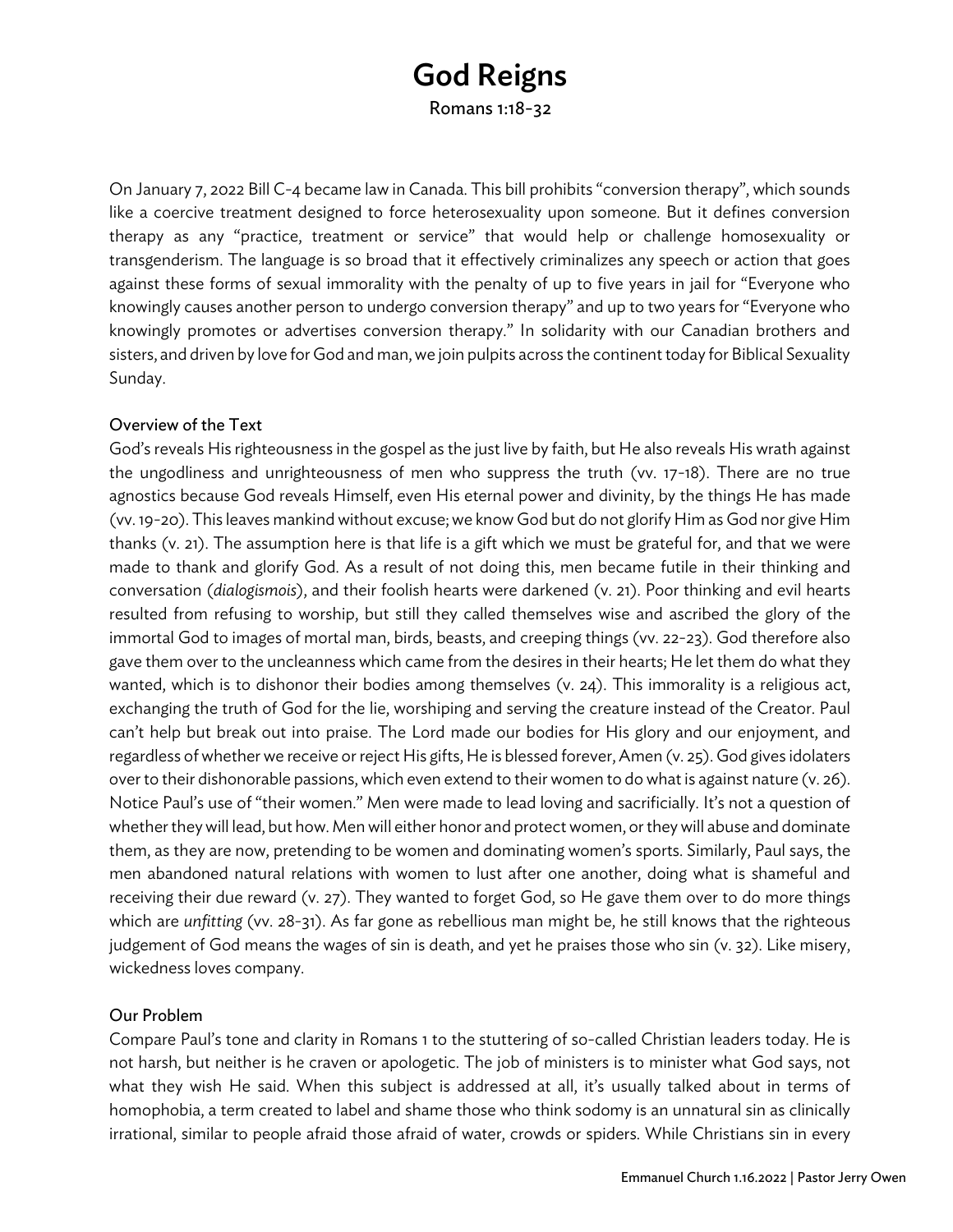# God Reigns

Romans 1:18-32

On January 7, 2022 Bill C-4 became law in Canada. This bill prohibits "conversion therapy", which sounds like a coercive treatment designed to force heterosexuality upon someone. But it defines conversion therapy as any "practice, treatment or service" that would help or challenge homosexuality or transgenderism. The language is so broad that it effectively criminalizes any speech or action that goes against these forms of sexual immorality with the penalty of up to five years in jail for "Everyone who knowingly causes another person to undergo conversion therapy" and up to two years for "Everyone who knowingly promotes or advertises conversion therapy." In solidarity with our Canadian brothers and sisters, and driven by love for God and man, we join pulpits across the continent today for Biblical Sexuality Sunday.

## Overview of the Text

God's reveals His righteousness in the gospel as the just live by faith, but He also reveals His wrath against the ungodliness and unrighteousness of men who suppress the truth (vv. 17-18). There are no true agnostics because God reveals Himself, even His eternal power and divinity, by the things He has made (vv. 19-20). This leaves mankind without excuse; we know God but do not glorify Him as God nor give Him thanks (v. 21). The assumption here is that life is a gift which we must be grateful for, and that we were made to thank and glorify God. As a result of not doing this, men became futile in their thinking and conversation (*dialogismois*), and their foolish hearts were darkened (v. 21). Poor thinking and evil hearts resulted from refusing to worship, but still they called themselves wise and ascribed the glory of the immortal God to images of mortal man, birds, beasts, and creeping things (vv. 22-23). God therefore also gave them over to the uncleanness which came from the desires in their hearts; He let them do what they wanted, which is to dishonor their bodies among themselves (v. 24). This immorality is a religious act, exchanging the truth of God for the lie, worshiping and serving the creature instead of the Creator. Paul can't help but break out into praise. The Lord made our bodies for His glory and our enjoyment, and regardless of whether we receive or reject His gifts, He is blessed forever, Amen (v. 25). God gives idolaters over to their dishonorable passions, which even extend to their women to do what is against nature (v. 26). Notice Paul's use of "their women." Men were made to lead loving and sacrificially. It's not a question of whether they will lead, but how. Men will either honor and protect women, or they will abuse and dominate them, as they are now, pretending to be women and dominating women's sports. Similarly, Paul says, the men abandoned natural relations with women to lust after one another, doing what is shameful and receiving their due reward (v. 27). They wanted to forget God, so He gave them over to do more things which are *unfitting* (vv. 28-31). As far gone as rebellious man might be, he still knows that the righteous judgement of God means the wages of sin is death, and yet he praises those who sin (v. 32). Like misery, wickedness loves company.

## Our Problem

Compare Paul's tone and clarity in Romans 1 to the stuttering of so-called Christian leaders today. He is not harsh, but neither is he craven or apologetic. The job of ministers is to minister what God says, not what they wish He said. When this subject is addressed at all, it's usually talked about in terms of homophobia, a term created to label and shame those who think sodomy is an unnatural sin as clinically irrational, similar to people afraid those afraid of water, crowds or spiders. While Christians sin in every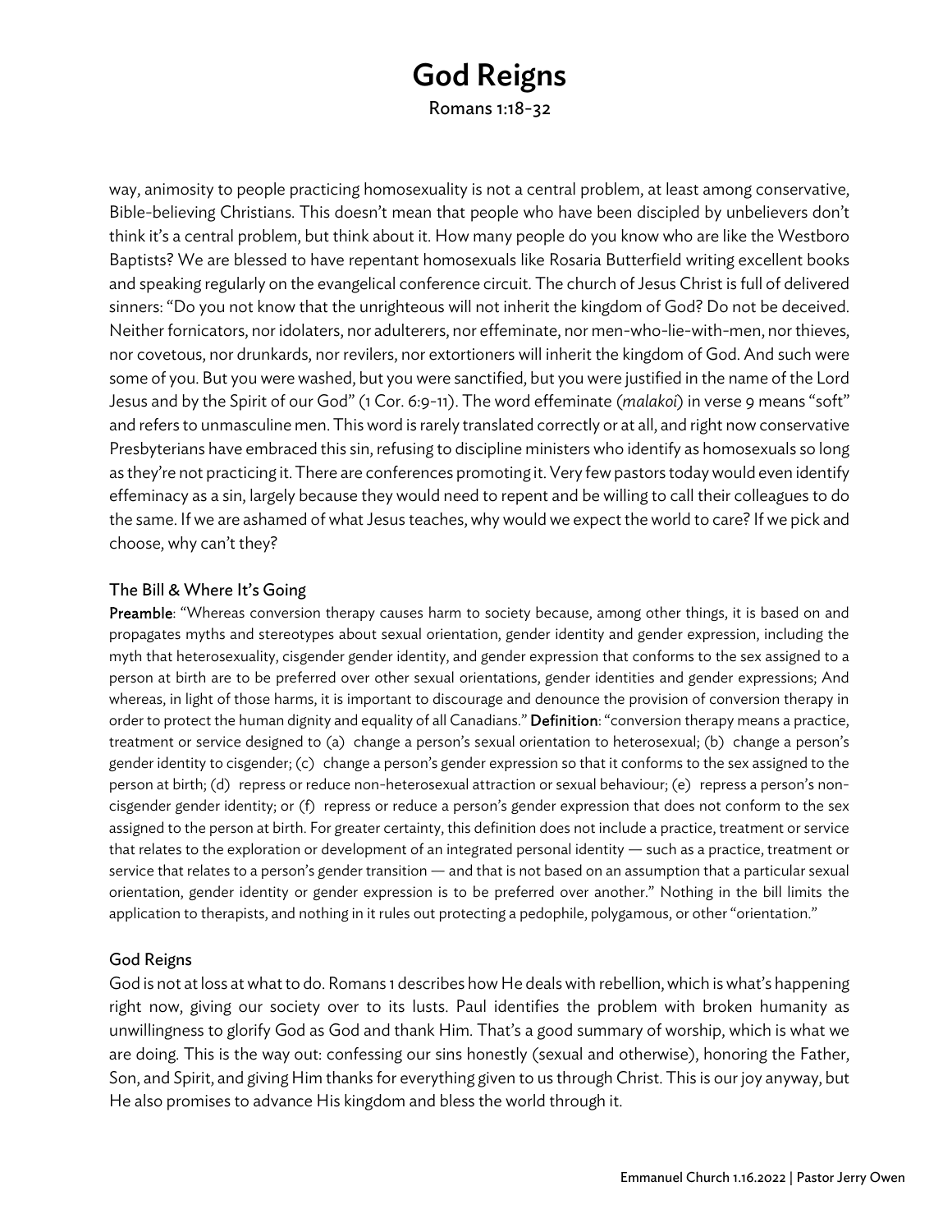way, animosity to people practicing homosexuality is not a central problem, at least among conservative, Bible-believing Christians. This doesn't mean that people who have been discipled by unbelievers don't think it's a central problem, but think about it. How many people do you know who are like the Westboro Baptists? We are blessed to have repentant homosexuals like Rosaria Butterfield writing excellent books and speaking regularly on the evangelical conference circuit. The church of Jesus Christ is full of delivered sinners: "Do you not know that the unrighteous will not inherit the kingdom of God? Do not be deceived. Neither fornicators, nor idolaters, nor adulterers, nor effeminate, nor men-who-lie-with-men, nor thieves, nor covetous, nor drunkards, nor revilers, nor extortioners will inherit the kingdom of God. And such were some of you. But you were washed, but you were sanctified, but you were justified in the name of the Lord Jesus and by the Spirit of our God" (1 Cor. 6:9-11). The word effeminate (*malakoi*) in verse 9 means "soft" and refers to unmasculine men. This word is rarely translated correctly or at all, and right now conservative Presbyterians have embraced this sin, refusing to discipline ministers who identify as homosexuals so long as they're not practicing it. There are conferences promoting it. Very few pastors today would even identify effeminacy as a sin, largely because they would need to repent and be willing to call their colleagues to do the same. If we are ashamed of what Jesus teaches, why would we expect the world to care? If we pick and choose, why can't they?

## The Bill & Where It's Going

**Preamble**: "Whereas conversion therapy causes harm to society because, among other things, it is based on and propagates myths and stereotypes about sexual orientation, gender identity and gender expression, including the myth that heterosexuality, cisgender gender identity, and gender expression that conforms to the sex assigned to a person at birth are to be preferred over other sexual orientations, gender identities and gender expressions; And whereas, in light of those harms, it is important to discourage and denounce the provision of conversion therapy in order to protect the human dignity and equality of all Canadians." **Definition**: "conversion therapy means a practice, treatment or service designed to (a) change a person's sexual orientation to heterosexual; (b) change a person's gender identity to cisgender; (c) change a person's gender expression so that it conforms to the sex assigned to the person at birth; (d) repress or reduce non-heterosexual attraction or sexual behaviour; (e) repress a person's non-cisgender gender identity; or (f) repress or reduce a person's gender expression that does not conform to the sex assigned to the person at birth. For greater certainty, this definition does not include a practice, treatment or service that relates to the exploration or development of an integrated personal identity — such as a practice, treatment or service that relates to a person's gender transition — and that is not based on an assumption that a particular sexual orientation, gender identity or gender expression is to be preferred over another." Nothing in the bill limits the application to therapists, and nothing in it rules out protecting a pedophile, polygamous, or other "orientation."

## God Reigns

God is not at loss at what to do. Romans 1 describes how He deals with rebellion, which is what's happening right now, giving our society over to its lusts. Paul identifies the problem with broken humanity as unwillingness to glorify God as God and thank Him. That's a good summary of worship, which is what we are doing. This is the way out: confessing our sins honestly (sexual and otherwise), honoring the Father, Son, and Spirit, and giving Him thanks for everything given to us through Christ. This is our joy anyway, but He also promises to advance His kingdom and bless the world through it.